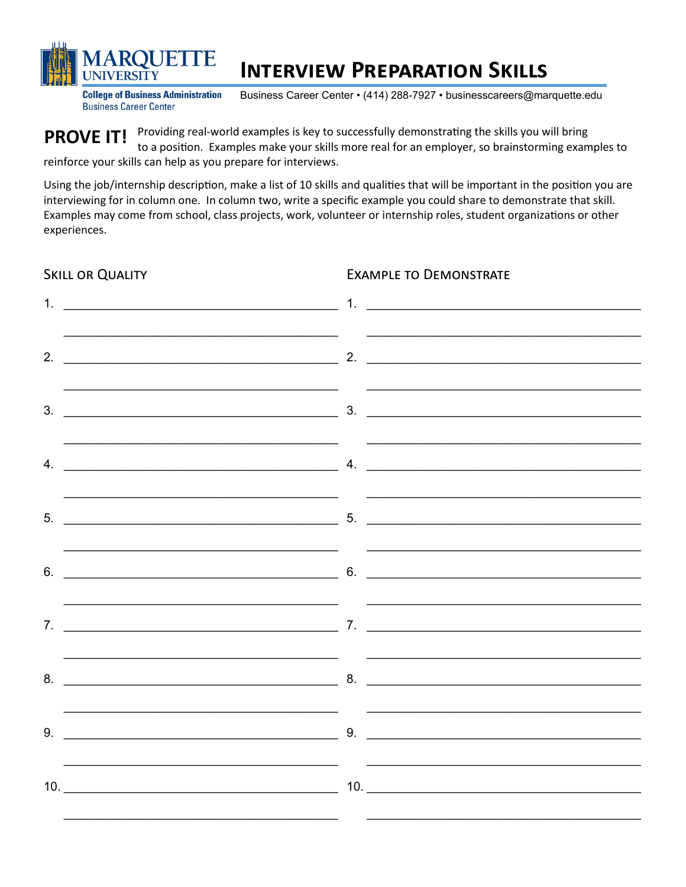Marquette University
College of Business Administration
Business Career Center

# Interview Preparation Skills

Business Career Center • (414) 288-7927 • businesscareers@marquette.edu

**PROVE IT!** Providing real-world examples is key to successfully demonstrating the skills you will bring to a position. Examples make your skills more real for an employer, so brainstorming examples to reinforce your skills can help as you prepare for interviews.

Using the job/internship description, make a list of 10 skills and qualities that will be important in the position you are interviewing for in column one. In column two, write a specific example you could share to demonstrate that skill. Examples may come from school, class projects, work, volunteer or internship roles, student organizations or other experiences.

| Skill or Quality | Example to Demonstrate |
| --- | --- |
| 1. ______________________ | 1. ______________________ |
| 2. ______________________ | 2. ______________________ |
| 3. ______________________ | 3. ______________________ |
| 4. ______________________ | 4. ______________________ |
| 5. ______________________ | 5. ______________________ |
| 6. ______________________ | 6. ______________________ |
| 7. ______________________ | 7. ______________________ |
| 8. ______________________ | 8. ______________________ |
| 9. ______________________ | 9. ______________________ |
| 10. ______________________ | 10. ______________________ |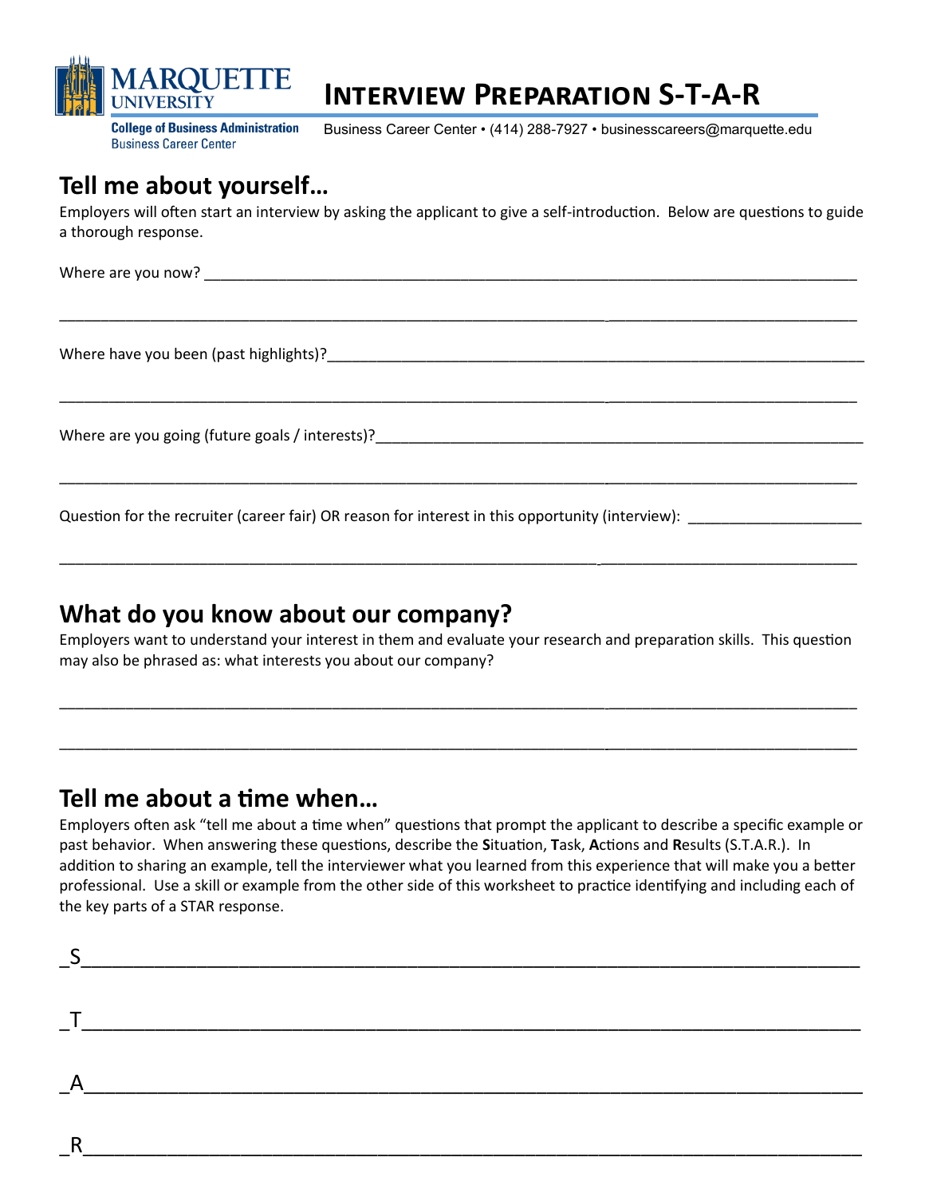MARQUETTE UNIVERSITY

College of Business Administration
Business Career Center

# Interview Preparation S-T-A-R

Business Career Center • (414) 288-7927 • businesscareers@marquette.edu

## Tell me about yourself…

Employers will often start an interview by asking the applicant to give a self-introduction. Below are questions to guide a thorough response.

Where are you now? ____________________________________________________________________________

____________________________________________________________________________

Where have you been (past highlights)?____________________________________________________________

____________________________________________________________________________

Where are you going (future goals / interests)?_______________________________________________________

____________________________________________________________________________

Question for the recruiter (career fair) OR reason for interest in this opportunity (interview): ____________________

____________________________________________________________________________

## What do you know about our company?

Employers want to understand your interest in them and evaluate your research and preparation skills. This question may also be phrased as: what interests you about our company?

____________________________________________________________________________

____________________________________________________________________________

## Tell me about a time when…

Employers often ask "tell me about a time when" questions that prompt the applicant to describe a specific example or past behavior. When answering these questions, describe the **S**ituation, **T**ask, **A**ctions and **R**esults (S.T.A.R.). In addition to sharing an example, tell the interviewer what you learned from this experience that will make you a better professional. Use a skill or example from the other side of this worksheet to practice identifying and including each of the key parts of a STAR response.

_S__________________________________________________________________________

_T__________________________________________________________________________

_A__________________________________________________________________________

_R__________________________________________________________________________